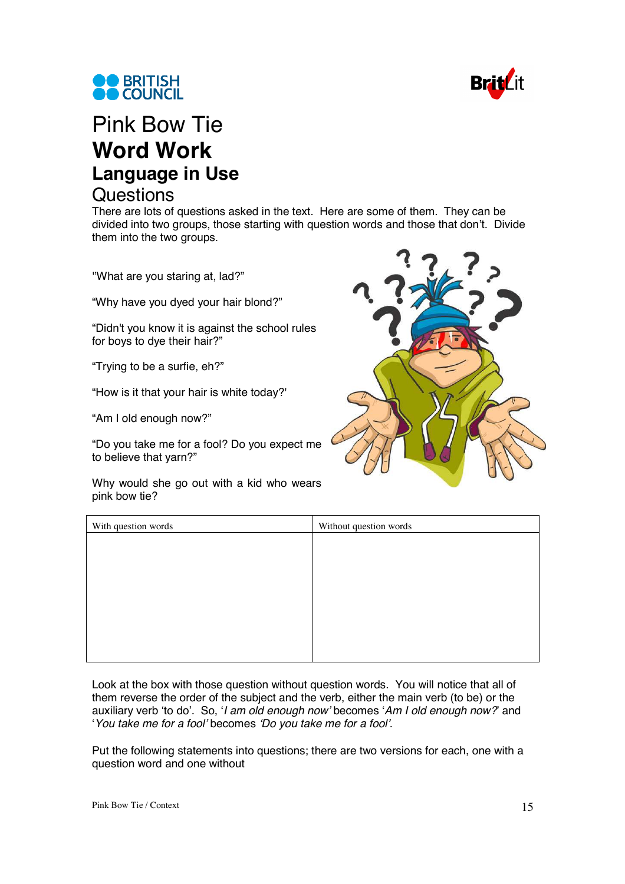# Pink Bow Tie

## Word Work

### Language in Use

Questions

There are lots of questions asked in the text. Here are some of them. They can be divided into two groups, those starting with question words and those that don't. Divide them into the two groups.

"What are you staring at, lad?"

"Why have you dyed your hair blond?"

"Didn't you know it is against the school rules for boys to dye their hair?"

"Trying to be a surfie, eh?"

"How is it that your hair is white today?'

"Am I old enough now?"

"Do you take me for a fool? Do you expect me to believe that yarn?"

Why would she go out with a kid who wears pink bow tie?

| With question words | Without question words |
| --- | --- |
| | |

Look at the box with those question without question words. You will notice that all of them reverse the order of the subject and the verb, either the main verb (to be) or the auxiliary verb 'to do'. So, '*I am old enough now*' becomes '*Am I old enough now?*' and '*You take me for a fool*' becomes *'Do you take me for a fool'*.

Put the following statements into questions; there are two versions for each, one with a question word and one without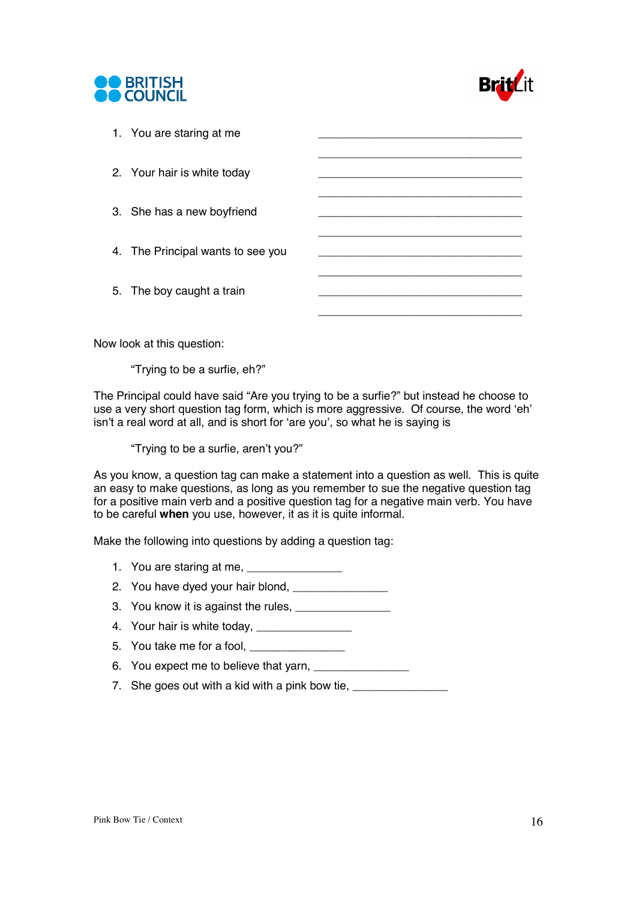1. You are staring at me ________________________________
   ________________________________
2. Your hair is white today ________________________________
   ________________________________
3. She has a new boyfriend ________________________________
   ________________________________
4. The Principal wants to see you ________________________________
   ________________________________
5. The boy caught a train ________________________________
   ________________________________

Now look at this question:

> "Trying to be a surfie, eh?"

The Principal could have said "Are you trying to be a surfie?" but instead he choose to use a very short question tag form, which is more aggressive. Of course, the word 'eh' isn't a real word at all, and is short for 'are you', so what he is saying is

> "Trying to be a surfie, aren't you?"

As you know, a question tag can make a statement into a question as well. This is quite an easy to make questions, as long as you remember to sue the negative question tag for a positive main verb and a positive question tag for a negative main verb. You have to be careful **when** you use, however, it as it is quite informal.

Make the following into questions by adding a question tag:

1. You are staring at me, _______________
2. You have dyed your hair blond, _______________
3. You know it is against the rules, _______________
4. Your hair is white today, _______________
5. You take me for a fool, _______________
6. You expect me to believe that yarn, _______________
7. She goes out with a kid with a pink bow tie, _______________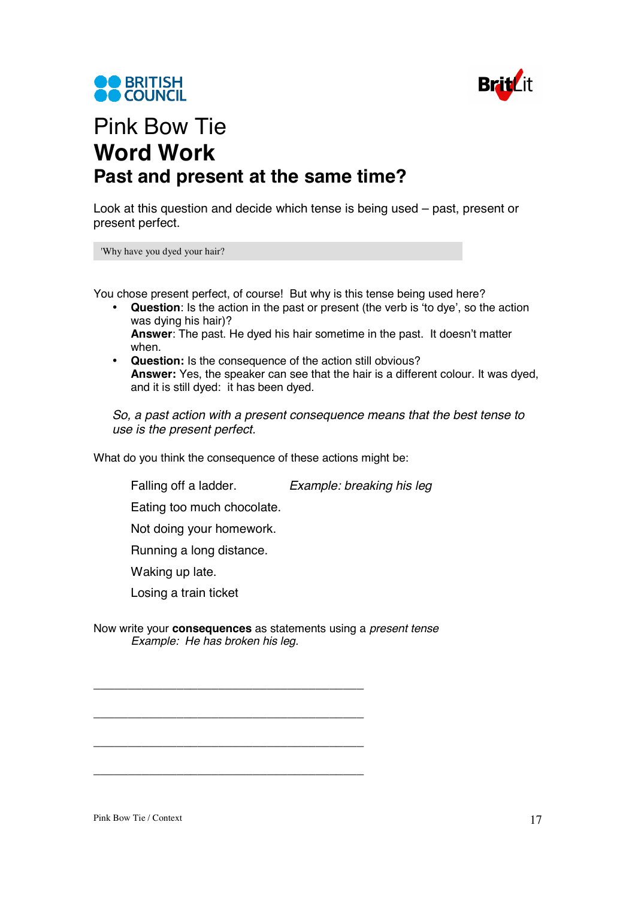# Pink Bow Tie

## Word Work

### Past and present at the same time?

Look at this question and decide which tense is being used – past, present or present perfect.

> 'Why have you dyed your hair?

You chose present perfect, of course! But why is this tense being used here?

- **Question**: Is the action in the past or present (the verb is 'to dye', so the action was dying his hair)?
  **Answer**: The past. He dyed his hair sometime in the past. It doesn't matter when.
- **Question:** Is the consequence of the action still obvious?
  **Answer:** Yes, the speaker can see that the hair is a different colour. It was dyed, and it is still dyed: it has been dyed.

*So, a past action with a present consequence means that the best tense to use is the present perfect.*

What do you think the consequence of these actions might be:

Falling off a ladder. *Example: breaking his leg*

Eating too much chocolate.

Not doing your homework.

Running a long distance.

Waking up late.

Losing a train ticket

Now write your **consequences** as statements using a *present tense*

*Example: He has broken his leg.*

\_\_\_\_\_\_\_\_\_\_\_\_\_\_\_\_\_\_\_\_\_\_\_\_\_\_\_\_\_\_\_\_\_\_\_\_\_\_\_\_\_\_\_\_

\_\_\_\_\_\_\_\_\_\_\_\_\_\_\_\_\_\_\_\_\_\_\_\_\_\_\_\_\_\_\_\_\_\_\_\_\_\_\_\_\_\_\_\_

\_\_\_\_\_\_\_\_\_\_\_\_\_\_\_\_\_\_\_\_\_\_\_\_\_\_\_\_\_\_\_\_\_\_\_\_\_\_\_\_\_\_\_\_

\_\_\_\_\_\_\_\_\_\_\_\_\_\_\_\_\_\_\_\_\_\_\_\_\_\_\_\_\_\_\_\_\_\_\_\_\_\_\_\_\_\_\_\_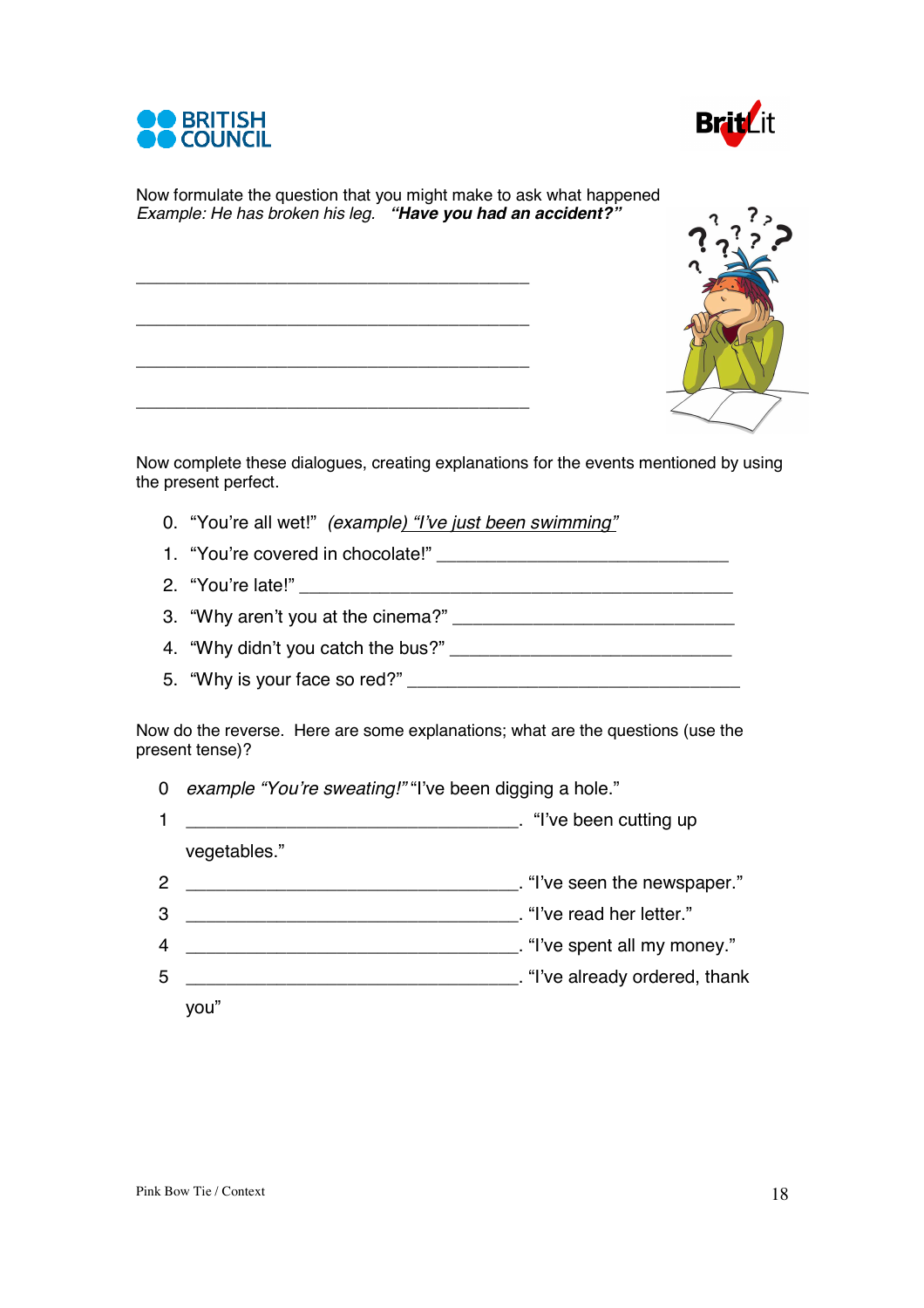Now formulate the question that you might make to ask what happened
*Example: He has broken his leg.* ***"Have you had an accident?"***

\_\_\_\_\_\_\_\_\_\_\_\_\_\_\_\_\_\_\_\_\_\_\_\_\_\_\_\_\_\_\_\_\_\_\_\_\_\_\_\_\_\_\_\_

\_\_\_\_\_\_\_\_\_\_\_\_\_\_\_\_\_\_\_\_\_\_\_\_\_\_\_\_\_\_\_\_\_\_\_\_\_\_\_\_\_\_\_\_

\_\_\_\_\_\_\_\_\_\_\_\_\_\_\_\_\_\_\_\_\_\_\_\_\_\_\_\_\_\_\_\_\_\_\_\_\_\_\_\_\_\_\_\_

\_\_\_\_\_\_\_\_\_\_\_\_\_\_\_\_\_\_\_\_\_\_\_\_\_\_\_\_\_\_\_\_\_\_\_\_\_\_\_\_\_\_\_\_

Now complete these dialogues, creating explanations for the events mentioned by using the present perfect.

0. "You're all wet!" *(example) "I've just been swimming"*
1. "You're covered in chocolate!" \_\_\_\_\_\_\_\_\_\_\_\_\_\_\_\_\_\_\_\_\_\_\_\_\_\_\_\_\_\_
2. "You're late!" \_\_\_\_\_\_\_\_\_\_\_\_\_\_\_\_\_\_\_\_\_\_\_\_\_\_\_\_\_\_\_\_\_\_\_\_\_\_\_\_\_\_\_\_
3. "Why aren't you at the cinema?" \_\_\_\_\_\_\_\_\_\_\_\_\_\_\_\_\_\_\_\_\_\_\_\_\_\_\_\_\_\_
4. "Why didn't you catch the bus?" \_\_\_\_\_\_\_\_\_\_\_\_\_\_\_\_\_\_\_\_\_\_\_\_\_\_\_\_\_\_
5. "Why is your face so red?" \_\_\_\_\_\_\_\_\_\_\_\_\_\_\_\_\_\_\_\_\_\_\_\_\_\_\_\_\_\_\_\_\_\_\_

Now do the reverse. Here are some explanations; what are the questions (use the present tense)?

0 *example "You're sweating!"* "I've been digging a hole."

1 \_\_\_\_\_\_\_\_\_\_\_\_\_\_\_\_\_\_\_\_\_\_\_\_\_\_\_\_\_\_\_\_\_\_\_. "I've been cutting up vegetables."

2 \_\_\_\_\_\_\_\_\_\_\_\_\_\_\_\_\_\_\_\_\_\_\_\_\_\_\_\_\_\_\_\_\_\_\_. "I've seen the newspaper."

3 \_\_\_\_\_\_\_\_\_\_\_\_\_\_\_\_\_\_\_\_\_\_\_\_\_\_\_\_\_\_\_\_\_\_\_. "I've read her letter."

4 \_\_\_\_\_\_\_\_\_\_\_\_\_\_\_\_\_\_\_\_\_\_\_\_\_\_\_\_\_\_\_\_\_\_\_. "I've spent all my money."

5 \_\_\_\_\_\_\_\_\_\_\_\_\_\_\_\_\_\_\_\_\_\_\_\_\_\_\_\_\_\_\_\_\_\_\_. "I've already ordered, thank you"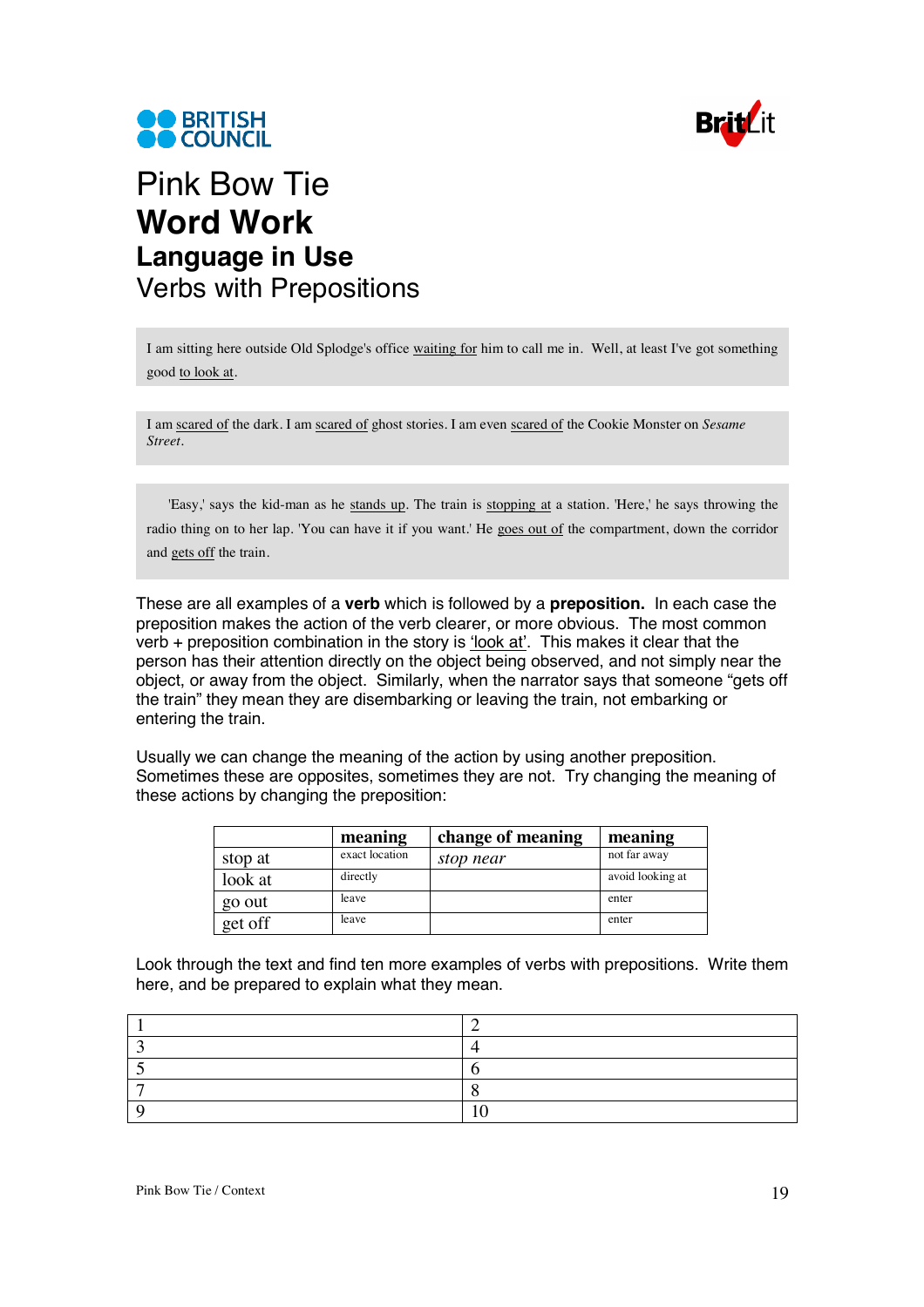BRITISH COUNCIL

BritLit

# Pink Bow Tie
# **Word Work**
## **Language in Use**
### Verbs with Prepositions

> I am sitting here outside Old Splodge's office <u>waiting for</u> him to call me in. Well, at least I've got something good <u>to look at</u>.

> I am <u>scared of</u> the dark. I am <u>scared of</u> ghost stories. I am even <u>scared of</u> the Cookie Monster on *Sesame Street*.

> 'Easy,' says the kid-man as he <u>stands up</u>. The train is <u>stopping at</u> a station. 'Here,' he says throwing the radio thing on to her lap. 'You can have it if you want.' He <u>goes out of</u> the compartment, down the corridor and <u>gets off</u> the train.

These are all examples of a **verb** which is followed by a **preposition.** In each case the preposition makes the action of the verb clearer, or more obvious. The most common verb + preposition combination in the story is <u>'look at'</u>. This makes it clear that the person has their attention directly on the object being observed, and not simply near the object, or away from the object. Similarly, when the narrator says that someone "gets off the train" they mean they are disembarking or leaving the train, not embarking or entering the train.

Usually we can change the meaning of the action by using another preposition. Sometimes these are opposites, sometimes they are not. Try changing the meaning of these actions by changing the preposition:

| | **meaning** | **change of meaning** | **meaning** |
|---|---|---|---|
| stop at | exact location | *stop near* | not far away |
| look at | directly | | avoid looking at |
| go out | leave | | enter |
| get off | leave | | enter |

Look through the text and find ten more examples of verbs with prepositions. Write them here, and be prepared to explain what they mean.

| | |
|---|---|
| 1 | 2 |
| 3 | 4 |
| 5 | 6 |
| 7 | 8 |
| 9 | 10 |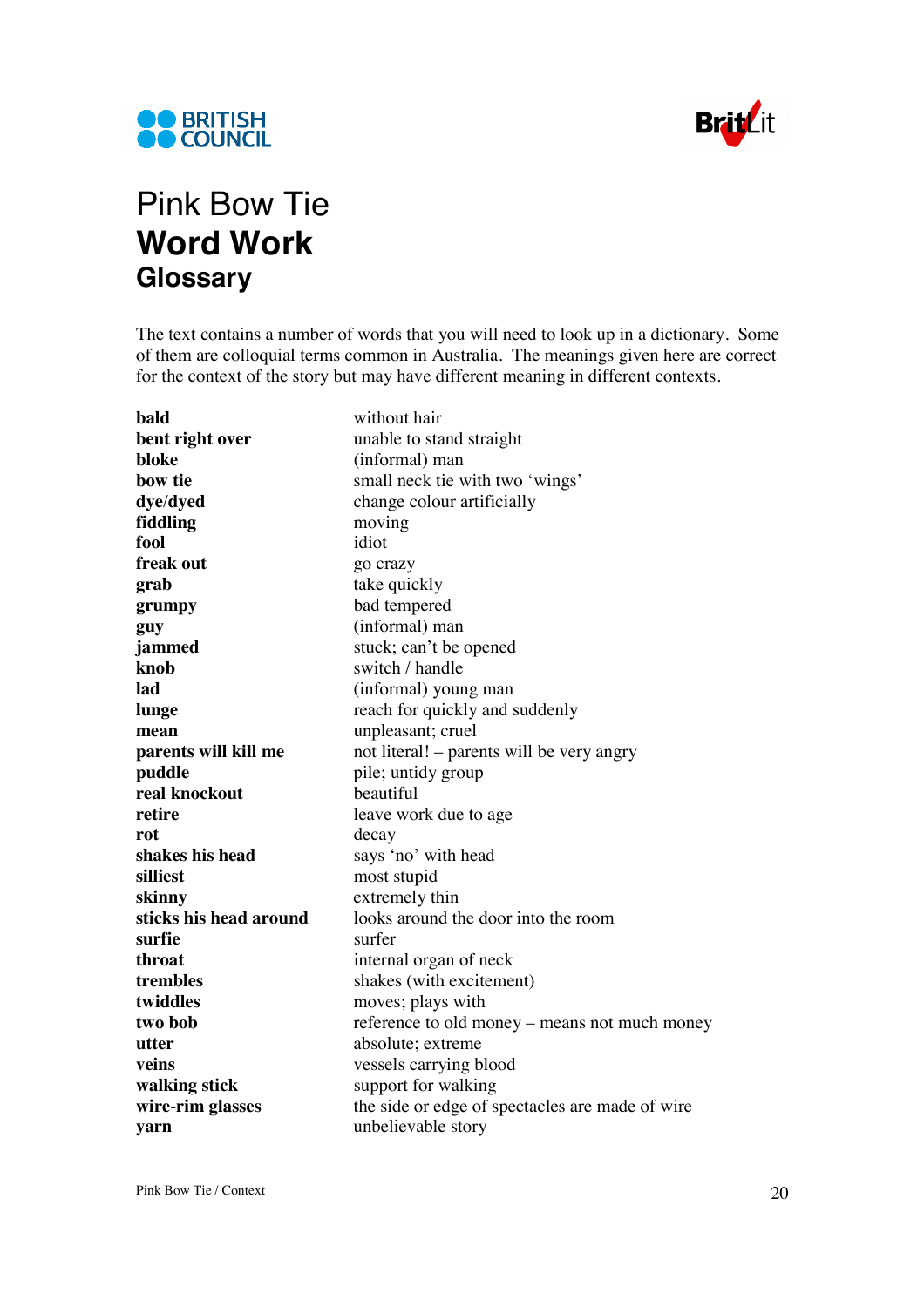# Pink Bow Tie
## Word Work
### Glossary

The text contains a number of words that you will need to look up in a dictionary. Some of them are colloquial terms common in Australia. The meanings given here are correct for the context of the story but may have different meaning in different contexts.

| | |
|---|---|
| **bald** | without hair |
| **bent right over** | unable to stand straight |
| **bloke** | (informal) man |
| **bow tie** | small neck tie with two 'wings' |
| **dye/dyed** | change colour artificially |
| **fiddling** | moving |
| **fool** | idiot |
| **freak out** | go crazy |
| **grab** | take quickly |
| **grumpy** | bad tempered |
| **guy** | (informal) man |
| **jammed** | stuck; can't be opened |
| **knob** | switch / handle |
| **lad** | (informal) young man |
| **lunge** | reach for quickly and suddenly |
| **mean** | unpleasant; cruel |
| **parents will kill me** | not literal! – parents will be very angry |
| **puddle** | pile; untidy group |
| **real knockout** | beautiful |
| **retire** | leave work due to age |
| **rot** | decay |
| **shakes his head** | says 'no' with head |
| **silliest** | most stupid |
| **skinny** | extremely thin |
| **sticks his head around** | looks around the door into the room |
| **surfie** | surfer |
| **throat** | internal organ of neck |
| **trembles** | shakes (with excitement) |
| **twiddles** | moves; plays with |
| **two bob** | reference to old money – means not much money |
| **utter** | absolute; extreme |
| **veins** | vessels carrying blood |
| **walking stick** | support for walking |
| **wire-rim glasses** | the side or edge of spectacles are made of wire |
| **yarn** | unbelievable story |